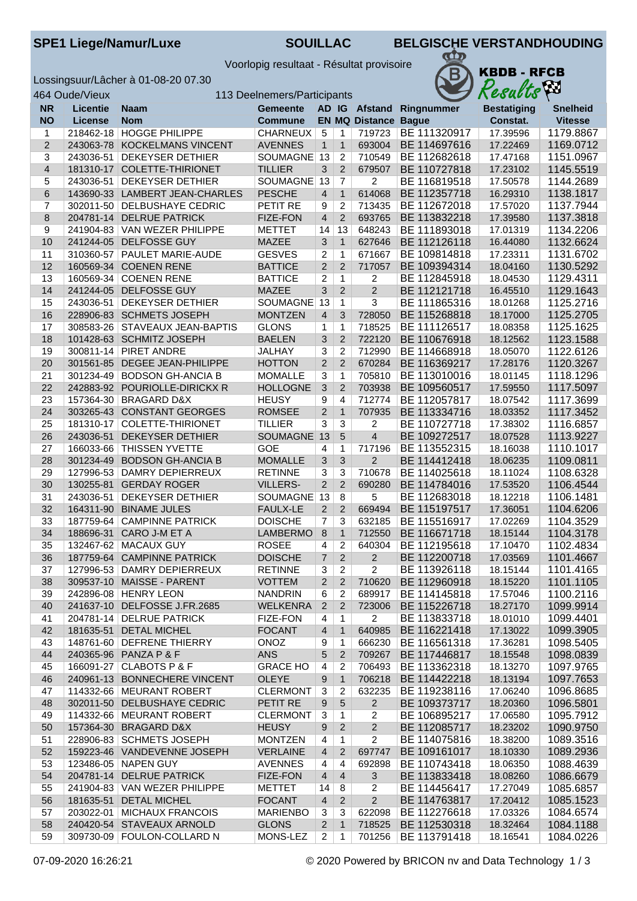**SPE1 Liege/Namur/Luxe** **SOUILLAC** **BELGISCHE VERSTANDHOUDING**

Voorlopig resultaat - Résultat provisoire

KBDB - RFCB Results

Lossingsuur/Lâcher à 01-08-20 07.30

464 Oude/Vieux 113 Deelnemers/Participants

| NR NO | Licentie License | Naam Nom | Gemeente Commune | AD EN | IG MQ | Afstand Distance | Ringnummer Bague | Bestatiging Constat. | Snelheid Vitesse |
|---|---|---|---|---|---|---|---|---|---|
| 1 | 218462-18 | HOGGE PHILIPPE | CHARNEUX | 5 | 1 | 719723 | BE 111320917 | 17.39596 | 1179.8867 |
| 2 | 243063-78 | KOCKELMANS VINCENT | AVENNES | 1 | 1 | 693004 | BE 114697616 | 17.22469 | 1169.0712 |
| 3 | 243036-51 | DEKEYSER DETHIER | SOUMAGNE | 13 | 2 | 710549 | BE 112682618 | 17.47168 | 1151.0967 |
| 4 | 181310-17 | COLETTE-THIRIONET | TILLIER | 3 | 2 | 679507 | BE 110727818 | 17.23102 | 1145.5519 |
| 5 | 243036-51 | DEKEYSER DETHIER | SOUMAGNE | 13 | 7 | 2 | BE 116819518 | 17.50578 | 1144.2689 |
| 6 | 143690-33 | LAMBERT JEAN-CHARLES | PESCHE | 4 | 1 | 614068 | BE 112357718 | 16.29310 | 1138.1817 |
| 7 | 302011-50 | DELBUSHAYE CEDRIC | PETIT RE | 9 | 2 | 713435 | BE 112672018 | 17.57020 | 1137.7944 |
| 8 | 204781-14 | DELRUE PATRICK | FIZE-FON | 4 | 2 | 693765 | BE 113832218 | 17.39580 | 1137.3818 |
| 9 | 241904-83 | VAN WEZER PHILIPPE | METTET | 14 | 13 | 648243 | BE 111893018 | 17.01319 | 1134.2206 |
| 10 | 241244-05 | DELFOSSE GUY | MAZEE | 3 | 1 | 627646 | BE 112126118 | 16.44080 | 1132.6624 |
| 11 | 310360-57 | PAULET MARIE-AUDE | GESVES | 2 | 1 | 671667 | BE 109814818 | 17.23311 | 1131.6702 |
| 12 | 160569-34 | COENEN RENE | BATTICE | 2 | 2 | 717057 | BE 109394314 | 18.04160 | 1130.5292 |
| 13 | 160569-34 | COENEN RENE | BATTICE | 2 | 1 | 2 | BE 112845918 | 18.04530 | 1129.4311 |
| 14 | 241244-05 | DELFOSSE GUY | MAZEE | 3 | 2 | 2 | BE 112121718 | 16.45510 | 1129.1643 |
| 15 | 243036-51 | DEKEYSER DETHIER | SOUMAGNE | 13 | 1 | 3 | BE 111865316 | 18.01268 | 1125.2716 |
| 16 | 228906-83 | SCHMETS JOSEPH | MONTZEN | 4 | 3 | 728050 | BE 115268818 | 18.17000 | 1125.2705 |
| 17 | 308583-26 | STAVEAUX JEAN-BAPTIS | GLONS | 1 | 1 | 718525 | BE 111126517 | 18.08358 | 1125.1625 |
| 18 | 101428-63 | SCHMITZ JOSEPH | BAELEN | 3 | 2 | 722120 | BE 110676918 | 18.12562 | 1123.1588 |
| 19 | 300811-14 | PIRET ANDRE | JALHAY | 3 | 2 | 712990 | BE 114668918 | 18.05070 | 1122.6126 |
| 20 | 301561-85 | DEGEE JEAN-PHILIPPE | HOTTON | 2 | 2 | 670284 | BE 116369217 | 17.28176 | 1120.3267 |
| 21 | 301234-49 | BODSON GH-ANCIA B | MOMALLE | 3 | 1 | 705810 | BE 113010016 | 18.01145 | 1118.1296 |
| 22 | 242883-92 | POURIOLLE-DIRICKX R | HOLLOGNE | 3 | 2 | 703938 | BE 109560517 | 17.59550 | 1117.5097 |
| 23 | 157364-30 | BRAGARD D&X | HEUSY | 9 | 4 | 712774 | BE 112057817 | 18.07542 | 1117.3699 |
| 24 | 303265-43 | CONSTANT GEORGES | ROMSEE | 2 | 1 | 707935 | BE 113334716 | 18.03352 | 1117.3452 |
| 25 | 181310-17 | COLETTE-THIRIONET | TILLIER | 3 | 3 | 2 | BE 110727718 | 17.38302 | 1116.6857 |
| 26 | 243036-51 | DEKEYSER DETHIER | SOUMAGNE | 13 | 5 | 4 | BE 109272517 | 18.07528 | 1113.9227 |
| 27 | 166033-66 | THISSEN YVETTE | GOE | 4 | 1 | 717196 | BE 113552315 | 18.16038 | 1110.1017 |
| 28 | 301234-49 | BODSON GH-ANCIA B | MOMALLE | 3 | 3 | 2 | BE 114412418 | 18.06235 | 1109.0811 |
| 29 | 127996-53 | DAMRY DEPIERREUX | RETINNE | 3 | 3 | 710678 | BE 114025618 | 18.11024 | 1108.6328 |
| 30 | 130255-81 | GERDAY ROGER | VILLERS- | 2 | 2 | 690280 | BE 114784016 | 17.53520 | 1106.4544 |
| 31 | 243036-51 | DEKEYSER DETHIER | SOUMAGNE | 13 | 8 | 5 | BE 112683018 | 18.12218 | 1106.1481 |
| 32 | 164311-90 | BINAME JULES | FAULX-LE | 2 | 2 | 669494 | BE 115197517 | 17.36051 | 1104.6206 |
| 33 | 187759-64 | CAMPINNE PATRICK | DOISCHE | 7 | 3 | 632185 | BE 115516917 | 17.02269 | 1104.3529 |
| 34 | 188696-31 | CARO J-M ET A | LAMBERMO | 8 | 1 | 712550 | BE 116671718 | 18.15144 | 1104.3178 |
| 35 | 132467-62 | MACAUX GUY | ROSEE | 4 | 2 | 640304 | BE 112195618 | 17.10470 | 1102.4834 |
| 36 | 187759-64 | CAMPINNE PATRICK | DOISCHE | 7 | 2 | 2 | BE 112200718 | 17.03569 | 1101.4667 |
| 37 | 127996-53 | DAMRY DEPIERREUX | RETINNE | 3 | 2 | 2 | BE 113926118 | 18.15144 | 1101.4165 |
| 38 | 309537-10 | MAISSE - PARENT | VOTTEM | 2 | 2 | 710620 | BE 112960918 | 18.15220 | 1101.1105 |
| 39 | 242896-08 | HENRY LEON | NANDRIN | 6 | 2 | 689917 | BE 114145818 | 17.57046 | 1100.2116 |
| 40 | 241637-10 | DELFOSSE J.FR.2685 | WELKENRA | 2 | 2 | 723006 | BE 115226718 | 18.27170 | 1099.9914 |
| 41 | 204781-14 | DELRUE PATRICK | FIZE-FON | 4 | 1 | 2 | BE 113833718 | 18.01010 | 1099.4401 |
| 42 | 181635-51 | DETAL MICHEL | FOCANT | 4 | 1 | 640985 | BE 116221418 | 17.13022 | 1099.3905 |
| 43 | 148761-60 | DEFRENE THIERRY | ONOZ | 9 | 1 | 666230 | BE 116561318 | 17.36281 | 1098.5405 |
| 44 | 240365-96 | PANZA P & F | ANS | 5 | 2 | 709267 | BE 117446817 | 18.15548 | 1098.0839 |
| 45 | 166091-27 | CLABOTS P & F | GRACE HO | 4 | 2 | 706493 | BE 113362318 | 18.13270 | 1097.9765 |
| 46 | 240961-13 | BONNECHERE VINCENT | OLEYE | 9 | 1 | 706218 | BE 114422218 | 18.13194 | 1097.7653 |
| 47 | 114332-66 | MEURANT ROBERT | CLERMONT | 3 | 2 | 632235 | BE 119238116 | 17.06240 | 1096.8685 |
| 48 | 302011-50 | DELBUSHAYE CEDRIC | PETIT RE | 9 | 5 | 2 | BE 109373717 | 18.20360 | 1096.5801 |
| 49 | 114332-66 | MEURANT ROBERT | CLERMONT | 3 | 1 | 2 | BE 106895217 | 17.06580 | 1095.7912 |
| 50 | 157364-30 | BRAGARD D&X | HEUSY | 9 | 2 | 2 | BE 112085717 | 18.23202 | 1090.9750 |
| 51 | 228906-83 | SCHMETS JOSEPH | MONTZEN | 4 | 1 | 2 | BE 114075816 | 18.38200 | 1089.3516 |
| 52 | 159223-46 | VANDEVENNE JOSEPH | VERLAINE | 4 | 2 | 697747 | BE 109161017 | 18.10330 | 1089.2936 |
| 53 | 123486-05 | NAPEN GUY | AVENNES | 4 | 4 | 692898 | BE 110743418 | 18.06350 | 1088.4639 |
| 54 | 204781-14 | DELRUE PATRICK | FIZE-FON | 4 | 4 | 3 | BE 113833418 | 18.08260 | 1086.6679 |
| 55 | 241904-83 | VAN WEZER PHILIPPE | METTET | 14 | 8 | 2 | BE 114456417 | 17.27049 | 1085.6857 |
| 56 | 181635-51 | DETAL MICHEL | FOCANT | 4 | 2 | 2 | BE 114763817 | 17.20412 | 1085.1523 |
| 57 | 203022-01 | MICHAUX FRANCOIS | MARIENBO | 3 | 3 | 622098 | BE 112276618 | 17.03326 | 1084.6574 |
| 58 | 240420-54 | STAVEAUX ARNOLD | GLONS | 2 | 1 | 718525 | BE 112530318 | 18.32464 | 1084.1188 |
| 59 | 309730-09 | FOULON-COLLARD N | MONS-LEZ | 2 | 1 | 701256 | BE 113791418 | 18.16541 | 1084.0226 |

07-09-2020 16:26:21 © 2020 Powered by BRICON nv and Data Technology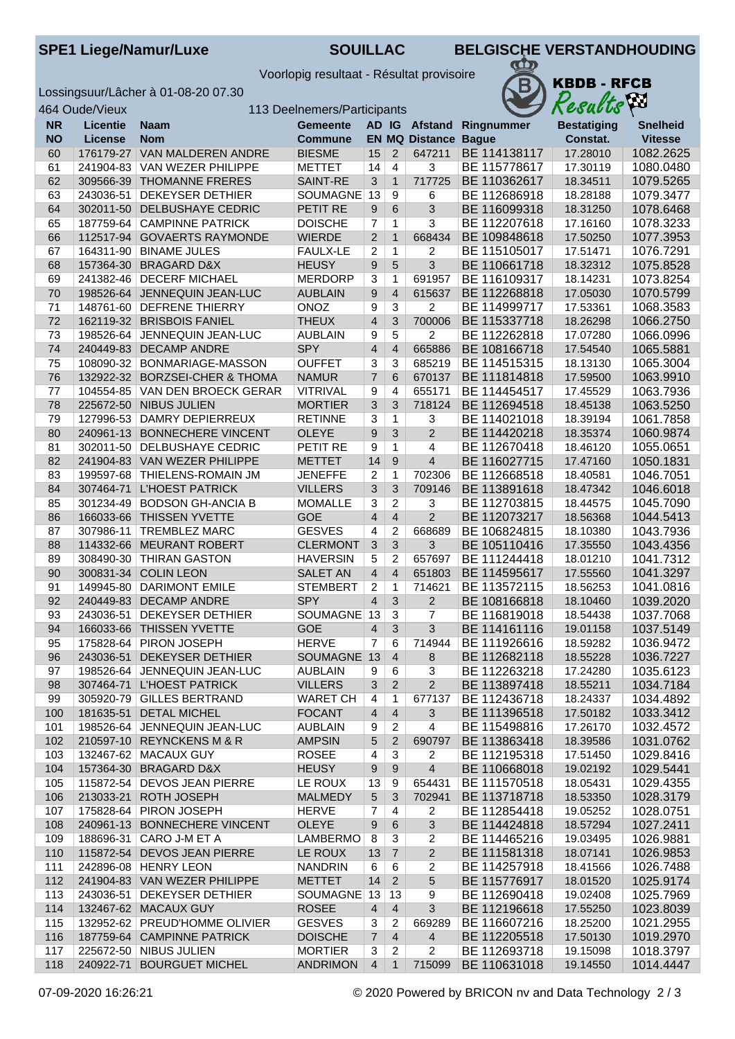**SPE1 Liege/Namur/Luxe** **SOUILLAC** **BELGISCHE VERSTANDHOUDING**

Voorlopig resultaat - Résultat provisoire

KBDB - RFCB Results

Lossingsuur/Lâcher à 01-08-20 07.30

464 Oude/Vieux 113 Deelnemers/Participants

| NR<br>NO | Licentie<br>License | Naam<br>Nom | Gemeente<br>Commune | AD<br>EN | IG<br>MQ | Afstand<br>Distance | Ringnummer<br>Bague | Bestatiging<br>Constat. | Snelheid<br>Vitesse |
|---|---|---|---|---|---|---|---|---|---|
| 60 | 176179-27 | VAN MALDEREN ANDRE | BIESME | 15 | 2 | 647211 | BE 114138117 | 17.28010 | 1082.2625 |
| 61 | 241904-83 | VAN WEZER PHILIPPE | METTET | 14 | 4 | 3 | BE 115778617 | 17.30119 | 1080.0480 |
| 62 | 309566-39 | THOMANNE FRERES | SAINT-RE | 3 | 1 | 717725 | BE 110362617 | 18.34511 | 1079.5265 |
| 63 | 243036-51 | DEKEYSER DETHIER | SOUMAGNE | 13 | 9 | 6 | BE 112686918 | 18.28188 | 1079.3477 |
| 64 | 302011-50 | DELBUSHAYE CEDRIC | PETIT RE | 9 | 6 | 3 | BE 116099318 | 18.31250 | 1078.6468 |
| 65 | 187759-64 | CAMPINNE PATRICK | DOISCHE | 7 | 1 | 3 | BE 112207618 | 17.16160 | 1078.3233 |
| 66 | 112517-94 | GOVAERTS RAYMONDE | WIERDE | 2 | 1 | 668434 | BE 109848618 | 17.50250 | 1077.3953 |
| 67 | 164311-90 | BINAME JULES | FAULX-LE | 2 | 1 | 2 | BE 115105017 | 17.51471 | 1076.7291 |
| 68 | 157364-30 | BRAGARD D&X | HEUSY | 9 | 5 | 3 | BE 110661718 | 18.32312 | 1075.8528 |
| 69 | 241382-46 | DECERF MICHAEL | MERDORP | 3 | 1 | 691957 | BE 116109317 | 18.14231 | 1073.8254 |
| 70 | 198526-64 | JENNEQUIN JEAN-LUC | AUBLAIN | 9 | 4 | 615637 | BE 112268818 | 17.05030 | 1070.5799 |
| 71 | 148761-60 | DEFRENE THIERRY | ONOZ | 9 | 3 | 2 | BE 114999717 | 17.53361 | 1068.3583 |
| 72 | 162119-32 | BRISBOIS FANIEL | THEUX | 4 | 3 | 700006 | BE 115337718 | 18.26298 | 1066.2750 |
| 73 | 198526-64 | JENNEQUIN JEAN-LUC | AUBLAIN | 9 | 5 | 2 | BE 112262818 | 17.07280 | 1066.0996 |
| 74 | 240449-83 | DECAMP ANDRE | SPY | 4 | 4 | 665886 | BE 108166718 | 17.54540 | 1065.5881 |
| 75 | 108090-32 | BONMARIAGE-MASSON | OUFFET | 3 | 3 | 685219 | BE 114515315 | 18.13130 | 1065.3004 |
| 76 | 132922-32 | BORZSEI-CHER & THOMA | NAMUR | 7 | 6 | 670137 | BE 111814818 | 17.59500 | 1063.9910 |
| 77 | 104554-85 | VAN DEN BROECK GERAR | VITRIVAL | 9 | 4 | 655171 | BE 114454517 | 17.45529 | 1063.7936 |
| 78 | 225672-50 | NIBUS JULIEN | MORTIER | 3 | 3 | 718124 | BE 112694518 | 18.45138 | 1063.5250 |
| 79 | 127996-53 | DAMRY DEPIERREUX | RETINNE | 3 | 1 | 3 | BE 114021018 | 18.39194 | 1061.7858 |
| 80 | 240961-13 | BONNECHERE VINCENT | OLEYE | 9 | 3 | 2 | BE 114420218 | 18.35374 | 1060.9874 |
| 81 | 302011-50 | DELBUSHAYE CEDRIC | PETIT RE | 9 | 1 | 4 | BE 112670418 | 18.46120 | 1055.0651 |
| 82 | 241904-83 | VAN WEZER PHILIPPE | METTET | 14 | 9 | 4 | BE 116027715 | 17.47160 | 1050.1831 |
| 83 | 199597-68 | THIELENS-ROMAIN JM | JENEFFE | 2 | 1 | 702306 | BE 112668518 | 18.40581 | 1046.7051 |
| 84 | 307464-71 | L'HOEST PATRICK | VILLERS | 3 | 3 | 709146 | BE 113891618 | 18.47342 | 1046.6018 |
| 85 | 301234-49 | BODSON GH-ANCIA B | MOMALLE | 3 | 2 | 3 | BE 112703815 | 18.44575 | 1045.7090 |
| 86 | 166033-66 | THISSEN YVETTE | GOE | 4 | 4 | 2 | BE 112073217 | 18.56368 | 1044.5413 |
| 87 | 307986-11 | TREMBLEZ MARC | GESVES | 4 | 2 | 668689 | BE 106824815 | 18.10380 | 1043.7936 |
| 88 | 114332-66 | MEURANT ROBERT | CLERMONT | 3 | 3 | 3 | BE 105110416 | 17.35550 | 1043.4356 |
| 89 | 308490-30 | THIRAN GASTON | HAVERSIN | 5 | 2 | 657697 | BE 111244418 | 18.01210 | 1041.7312 |
| 90 | 300831-34 | COLIN LEON | SALET AN | 4 | 4 | 651803 | BE 114595617 | 17.55560 | 1041.3297 |
| 91 | 149945-80 | DARIMONT EMILE | STEMBERT | 2 | 1 | 714621 | BE 113572115 | 18.56253 | 1041.0816 |
| 92 | 240449-83 | DECAMP ANDRE | SPY | 4 | 3 | 2 | BE 108166818 | 18.10460 | 1039.2020 |
| 93 | 243036-51 | DEKEYSER DETHIER | SOUMAGNE | 13 | 3 | 7 | BE 116819018 | 18.54438 | 1037.7068 |
| 94 | 166033-66 | THISSEN YVETTE | GOE | 4 | 3 | 3 | BE 114161116 | 19.01158 | 1037.5149 |
| 95 | 175828-64 | PIRON JOSEPH | HERVE | 7 | 6 | 714944 | BE 111926616 | 18.59282 | 1036.9472 |
| 96 | 243036-51 | DEKEYSER DETHIER | SOUMAGNE | 13 | 4 | 8 | BE 112682118 | 18.55228 | 1036.7227 |
| 97 | 198526-64 | JENNEQUIN JEAN-LUC | AUBLAIN | 9 | 6 | 3 | BE 112263218 | 17.24280 | 1035.6123 |
| 98 | 307464-71 | L'HOEST PATRICK | VILLERS | 3 | 2 | 2 | BE 113897418 | 18.55211 | 1034.7184 |
| 99 | 305920-79 | GILLES BERTRAND | WARET CH | 4 | 1 | 677137 | BE 112436718 | 18.24337 | 1034.4892 |
| 100 | 181635-51 | DETAL MICHEL | FOCANT | 4 | 4 | 3 | BE 111396518 | 17.50182 | 1033.3412 |
| 101 | 198526-64 | JENNEQUIN JEAN-LUC | AUBLAIN | 9 | 2 | 4 | BE 115498816 | 17.26170 | 1032.4572 |
| 102 | 210597-10 | REYNCKENS M & R | AMPSIN | 5 | 2 | 690797 | BE 113863418 | 18.39586 | 1031.0762 |
| 103 | 132467-62 | MACAUX GUY | ROSEE | 4 | 3 | 2 | BE 112195318 | 17.51450 | 1029.8416 |
| 104 | 157364-30 | BRAGARD D&X | HEUSY | 9 | 9 | 4 | BE 110668018 | 19.02192 | 1029.5441 |
| 105 | 115872-54 | DEVOS JEAN PIERRE | LE ROUX | 13 | 9 | 654431 | BE 111570518 | 18.05431 | 1029.4355 |
| 106 | 213033-21 | ROTH JOSEPH | MALMEDY | 5 | 3 | 702941 | BE 113718718 | 18.53350 | 1028.3179 |
| 107 | 175828-64 | PIRON JOSEPH | HERVE | 7 | 4 | 2 | BE 112854418 | 19.05252 | 1028.0751 |
| 108 | 240961-13 | BONNECHERE VINCENT | OLEYE | 9 | 6 | 3 | BE 114424818 | 18.57294 | 1027.2411 |
| 109 | 188696-31 | CARO J-M ET A | LAMBERMO | 8 | 3 | 2 | BE 114465216 | 19.03495 | 1026.9881 |
| 110 | 115872-54 | DEVOS JEAN PIERRE | LE ROUX | 13 | 7 | 2 | BE 111581318 | 18.07141 | 1026.9853 |
| 111 | 242896-08 | HENRY LEON | NANDRIN | 6 | 6 | 2 | BE 114257918 | 18.41566 | 1026.7488 |
| 112 | 241904-83 | VAN WEZER PHILIPPE | METTET | 14 | 2 | 5 | BE 115776917 | 18.01520 | 1025.9174 |
| 113 | 243036-51 | DEKEYSER DETHIER | SOUMAGNE | 13 | 13 | 9 | BE 112690418 | 19.02408 | 1025.7969 |
| 114 | 132467-62 | MACAUX GUY | ROSEE | 4 | 4 | 3 | BE 112196618 | 17.55250 | 1023.8039 |
| 115 | 132952-62 | PREUD'HOMME OLIVIER | GESVES | 3 | 2 | 669289 | BE 116607216 | 18.25200 | 1021.2955 |
| 116 | 187759-64 | CAMPINNE PATRICK | DOISCHE | 7 | 4 | 4 | BE 112205518 | 17.50130 | 1019.2970 |
| 117 | 225672-50 | NIBUS JULIEN | MORTIER | 3 | 2 | 2 | BE 112693718 | 19.15098 | 1018.3797 |
| 118 | 240922-71 | BOURGUET MICHEL | ANDRIMON | 4 | 1 | 715099 | BE 110631018 | 19.14550 | 1014.4447 |

07-09-2020 16:26:21 © 2020 Powered by BRICON nv and Data Technology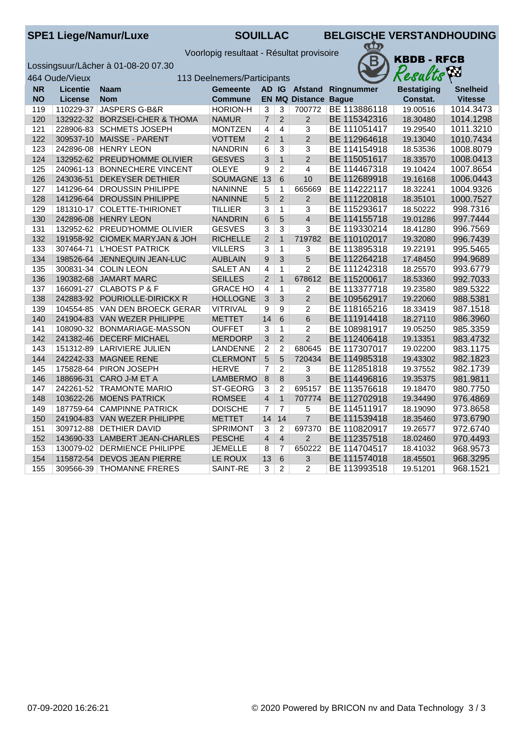**SPE1 Liege/Namur/Luxe** **SOUILLAC** **BELGISCHE VERSTANDHOUDING**

Voorlopig resultaat - Résultat provisoire

KBDB - RFCB Results

Lossingsuur/Lâcher à 01-08-20 07.30

464 Oude/Vieux 113 Deelnemers/Participants

| NR<br>NO | Licentie<br>License | Naam<br>Nom | Gemeente<br>Commune | AD<br>EN | IG<br>MQ | Afstand<br>Distance | Ringnummer<br>Bague | Bestatiging<br>Constat. | Snelheid<br>Vitesse |
|---|---|---|---|---|---|---|---|---|---|
| 119 | 110229-37 | JASPERS G-B&R | HORION-H | 3 | 3 | 700772 | BE 113886118 | 19.00516 | 1014.3473 |
| 120 | 132922-32 | BORZSEI-CHER & THOMA | NAMUR | 7 | 2 | 2 | BE 115342316 | 18.30480 | 1014.1298 |
| 121 | 228906-83 | SCHMETS JOSEPH | MONTZEN | 4 | 4 | 3 | BE 111051417 | 19.29540 | 1011.3210 |
| 122 | 309537-10 | MAISSE - PARENT | VOTTEM | 2 | 1 | 2 | BE 112964618 | 19.13040 | 1010.7434 |
| 123 | 242896-08 | HENRY LEON | NANDRIN | 6 | 3 | 3 | BE 114154918 | 18.53536 | 1008.8079 |
| 124 | 132952-62 | PREUD'HOMME OLIVIER | GESVES | 3 | 1 | 2 | BE 115051617 | 18.33570 | 1008.0413 |
| 125 | 240961-13 | BONNECHERE VINCENT | OLEYE | 9 | 2 | 4 | BE 114467318 | 19.10424 | 1007.8654 |
| 126 | 243036-51 | DEKEYSER DETHIER | SOUMAGNE | 13 | 6 | 10 | BE 112689918 | 19.16168 | 1006.0443 |
| 127 | 141296-64 | DROUSSIN PHILIPPE | NANINNE | 5 | 1 | 665669 | BE 114222117 | 18.32241 | 1004.9326 |
| 128 | 141296-64 | DROUSSIN PHILIPPE | NANINNE | 5 | 2 | 2 | BE 111220818 | 18.35101 | 1000.7527 |
| 129 | 181310-17 | COLETTE-THIRIONET | TILLIER | 3 | 1 | 3 | BE 115293617 | 18.50222 | 998.7316 |
| 130 | 242896-08 | HENRY LEON | NANDRIN | 6 | 5 | 4 | BE 114155718 | 19.01286 | 997.7444 |
| 131 | 132952-62 | PREUD'HOMME OLIVIER | GESVES | 3 | 3 | 3 | BE 119330214 | 18.41280 | 996.7569 |
| 132 | 191958-92 | CIOMEK MARYJAN & JOH | RICHELLE | 2 | 1 | 719782 | BE 110102017 | 19.32080 | 996.7439 |
| 133 | 307464-71 | L'HOEST PATRICK | VILLERS | 3 | 1 | 3 | BE 113895318 | 19.22191 | 995.5465 |
| 134 | 198526-64 | JENNEQUIN JEAN-LUC | AUBLAIN | 9 | 3 | 5 | BE 112264218 | 17.48450 | 994.9689 |
| 135 | 300831-34 | COLIN LEON | SALET AN | 4 | 1 | 2 | BE 111242318 | 18.25570 | 993.6779 |
| 136 | 190382-68 | JAMART MARC | SEILLES | 2 | 1 | 678612 | BE 115200617 | 18.53360 | 992.7033 |
| 137 | 166091-27 | CLABOTS P & F | GRACE HO | 4 | 1 | 2 | BE 113377718 | 19.23580 | 989.5322 |
| 138 | 242883-92 | POURIOLLE-DIRICKX R | HOLLOGNE | 3 | 3 | 2 | BE 109562917 | 19.22060 | 988.5381 |
| 139 | 104554-85 | VAN DEN BROECK GERAR | VITRIVAL | 9 | 9 | 2 | BE 118165216 | 18.33419 | 987.1518 |
| 140 | 241904-83 | VAN WEZER PHILIPPE | METTET | 14 | 6 | 6 | BE 111914418 | 18.27110 | 986.3960 |
| 141 | 108090-32 | BONMARIAGE-MASSON | OUFFET | 3 | 1 | 2 | BE 108981917 | 19.05250 | 985.3359 |
| 142 | 241382-46 | DECERF MICHAEL | MERDORP | 3 | 2 | 2 | BE 112406418 | 19.13351 | 983.4732 |
| 143 | 151312-89 | LARIVIERE JULIEN | LANDENNE | 2 | 2 | 680645 | BE 117307017 | 19.02200 | 983.1175 |
| 144 | 242242-33 | MAGNEE RENE | CLERMONT | 5 | 5 | 720434 | BE 114985318 | 19.43302 | 982.1823 |
| 145 | 175828-64 | PIRON JOSEPH | HERVE | 7 | 2 | 3 | BE 112851818 | 19.37552 | 982.1739 |
| 146 | 188696-31 | CARO J-M ET A | LAMBERMO | 8 | 8 | 3 | BE 114496816 | 19.35375 | 981.9811 |
| 147 | 242261-52 | TRAMONTE MARIO | ST-GEORG | 3 | 2 | 695157 | BE 113576618 | 19.18470 | 980.7750 |
| 148 | 103622-26 | MOENS PATRICK | ROMSEE | 4 | 1 | 707774 | BE 112702918 | 19.34490 | 976.4869 |
| 149 | 187759-64 | CAMPINNE PATRICK | DOISCHE | 7 | 7 | 5 | BE 114511917 | 18.19090 | 973.8658 |
| 150 | 241904-83 | VAN WEZER PHILIPPE | METTET | 14 | 14 | 7 | BE 111539418 | 18.35460 | 973.6790 |
| 151 | 309712-88 | DETHIER DAVID | SPRIMONT | 3 | 2 | 697370 | BE 110820917 | 19.26577 | 972.6740 |
| 152 | 143690-33 | LAMBERT JEAN-CHARLES | PESCHE | 4 | 4 | 2 | BE 112357518 | 18.02460 | 970.4493 |
| 153 | 130079-02 | DERMIENCE PHILIPPE | JEMELLE | 8 | 7 | 650222 | BE 114704517 | 18.41032 | 968.9573 |
| 154 | 115872-54 | DEVOS JEAN PIERRE | LE ROUX | 13 | 6 | 3 | BE 111574018 | 18.45501 | 968.3295 |
| 155 | 309566-39 | THOMANNE FRERES | SAINT-RE | 3 | 2 | 2 | BE 113993518 | 19.51201 | 968.1521 |

07-09-2020 16:26:21 © 2020 Powered by BRICON nv and Data Technology